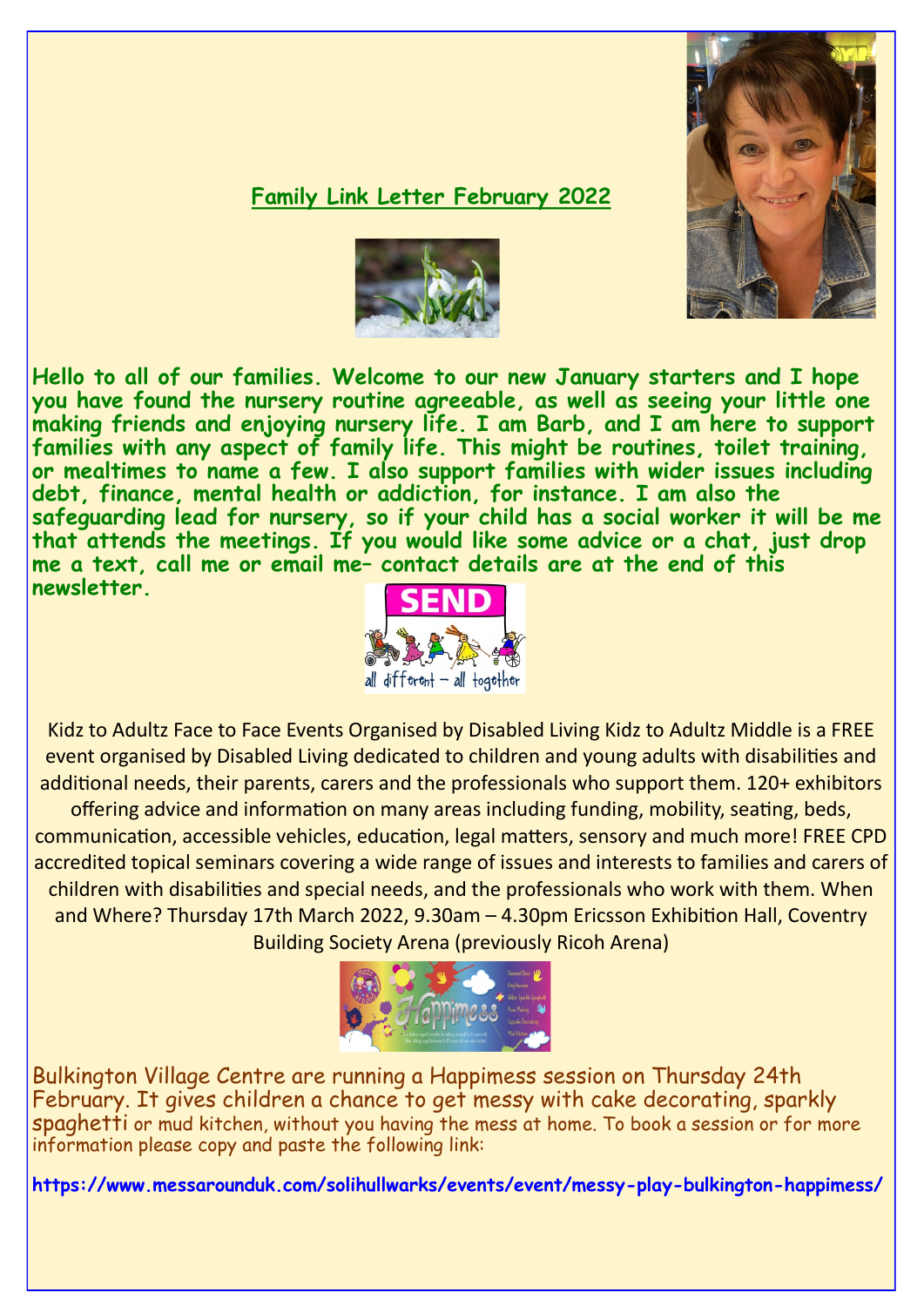## Family Link Letter February 2022

**Hello to all of our families. Welcome to our new January starters and I hope you have found the nursery routine agreeable, as well as seeing your little one making friends and enjoying nursery life. I am Barb, and I am here to support families with any aspect of family life. This might be routines, toilet training, or mealtimes to name a few. I also support families with wider issues including debt, finance, mental health or addiction, for instance. I am also the safeguarding lead for nursery, so if your child has a social worker it will be me that attends the meetings. If you would like some advice or a chat, just drop me a text, call me or email me– contact details are at the end of this newsletter.**

Kidz to Adultz Face to Face Events Organised by Disabled Living Kidz to Adultz Middle is a FREE event organised by Disabled Living dedicated to children and young adults with disabilities and additional needs, their parents, carers and the professionals who support them. 120+ exhibitors offering advice and information on many areas including funding, mobility, seating, beds, communication, accessible vehicles, education, legal matters, sensory and much more! FREE CPD accredited topical seminars covering a wide range of issues and interests to families and carers of children with disabilities and special needs, and the professionals who work with them. When and Where? Thursday 17th March 2022, 9.30am – 4.30pm Ericsson Exhibition Hall, Coventry Building Society Arena (previously Ricoh Arena)

Bulkington Village Centre are running a Happimess session on Thursday 24th February. It gives children a chance to get messy with cake decorating, sparkly spaghetti or mud kitchen, without you having the mess at home. To book a session or for more information please copy and paste the following link:

**https://www.messarounduk.com/solihullwarks/events/event/messy-play-bulkington-happimess/**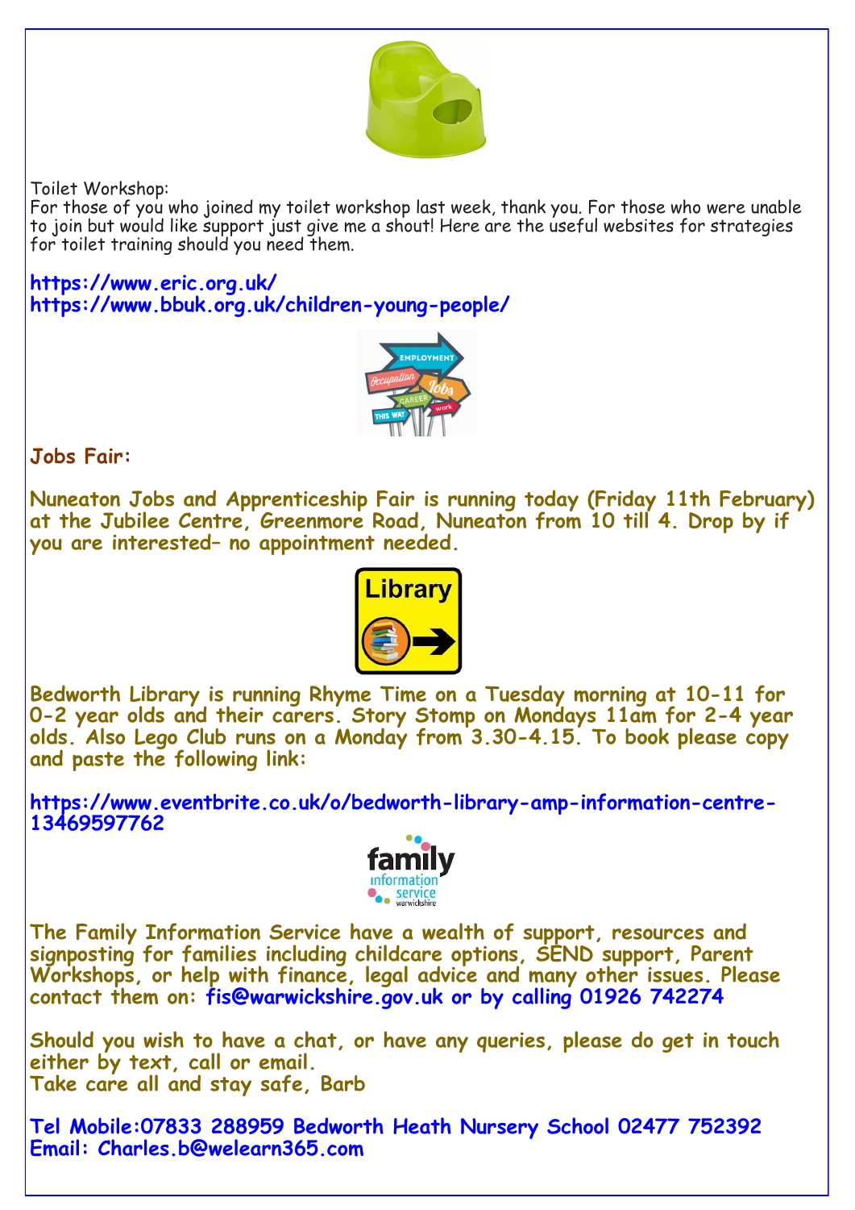Toilet Workshop:
For those of you who joined my toilet workshop last week, thank you. For those who were unable to join but would like support just give me a shout! Here are the useful websites for strategies for toilet training should you need them.

**https://www.eric.org.uk/**
**https://www.bbuk.org.uk/children-young-people/**

**Jobs Fair:**

**Nuneaton Jobs and Apprenticeship Fair is running today (Friday 11th February) at the Jubilee Centre, Greenmore Road, Nuneaton from 10 till 4. Drop by if you are interested– no appointment needed.**

**Bedworth Library is running Rhyme Time on a Tuesday morning at 10-11 for 0-2 year olds and their carers. Story Stomp on Mondays 11am for 2-4 year olds. Also Lego Club runs on a Monday from 3.30-4.15. To book please copy and paste the following link:**

**https://www.eventbrite.co.uk/o/bedworth-library-amp-information-centre-13469597762**

**The Family Information Service have a wealth of support, resources and signposting for families including childcare options, SEND support, Parent Workshops, or help with finance, legal advice and many other issues. Please contact them on: fis@warwickshire.gov.uk or by calling 01926 742274**

**Should you wish to have a chat, or have any queries, please do get in touch either by text, call or email.**
**Take care all and stay safe, Barb**

**Tel Mobile:07833 288959 Bedworth Heath Nursery School 02477 752392**
**Email: Charles.b@welearn365.com**